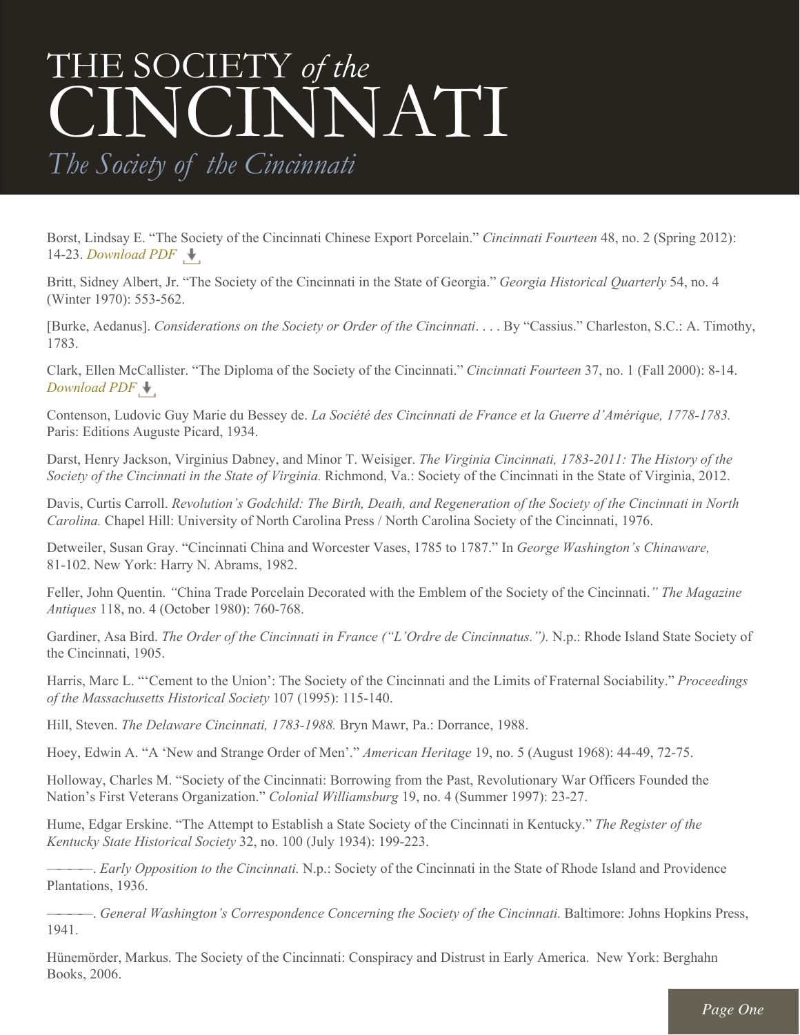# THE SOCIETY *of the* CINCINNATI

*The Society of the Cincinnati*

Borst, Lindsay E. "The Society of the Cincinnati Chinese Export Porcelain." *Cincinnati Fourteen* 48, no. 2 (Spring 2012): 14-23. *Download PDF*

Britt, Sidney Albert, Jr. "The Society of the Cincinnati in the State of Georgia." *Georgia Historical Quarterly* 54, no. 4 (Winter 1970): 553-562.

[Burke, Aedanus]. *Considerations on the Society or Order of the Cincinnati*. . . . By "Cassius." Charleston, S.C.: A. Timothy, 1783.

Clark, Ellen McCallister. "The Diploma of the Society of the Cincinnati." *Cincinnati Fourteen* 37, no. 1 (Fall 2000): 8-14. *Download PDF*

Contenson, Ludovic Guy Marie du Bessey de. *La Société des Cincinnati de France et la Guerre d'Amérique, 1778-1783.* Paris: Editions Auguste Picard, 1934.

Darst, Henry Jackson, Virginius Dabney, and Minor T. Weisiger. *The Virginia Cincinnati, 1783-2011: The History of the Society of the Cincinnati in the State of Virginia.* Richmond, Va.: Society of the Cincinnati in the State of Virginia, 2012.

Davis, Curtis Carroll. *Revolution's Godchild: The Birth, Death, and Regeneration of the Society of the Cincinnati in North Carolina.* Chapel Hill: University of North Carolina Press / North Carolina Society of the Cincinnati, 1976.

Detweiler, Susan Gray. "Cincinnati China and Worcester Vases, 1785 to 1787." In *George Washington's Chinaware,* 81-102. New York: Harry N. Abrams, 1982.

Feller, John Quentin. *"*China Trade Porcelain Decorated with the Emblem of the Society of the Cincinnati.*" The Magazine Antiques* 118, no. 4 (October 1980): 760-768.

Gardiner, Asa Bird. *The Order of the Cincinnati in France ("L'Ordre de Cincinnatus.").* N.p.: Rhode Island State Society of the Cincinnati, 1905.

Harris, Marc L. "'Cement to the Union': The Society of the Cincinnati and the Limits of Fraternal Sociability." *Proceedings of the Massachusetts Historical Society* 107 (1995): 115-140.

Hill, Steven. *The Delaware Cincinnati, 1783-1988.* Bryn Mawr, Pa.: Dorrance, 1988.

Hoey, Edwin A. "A 'New and Strange Order of Men'." *American Heritage* 19, no. 5 (August 1968): 44-49, 72-75.

Holloway, Charles M. "Society of the Cincinnati: Borrowing from the Past, Revolutionary War Officers Founded the Nation's First Veterans Organization." *Colonial Williamsburg* 19, no. 4 (Summer 1997): 23-27.

Hume, Edgar Erskine. "The Attempt to Establish a State Society of the Cincinnati in Kentucky." *The Register of the Kentucky State Historical Society* 32, no. 100 (July 1934): 199-223.

———. *Early Opposition to the Cincinnati.* N.p.: Society of the Cincinnati in the State of Rhode Island and Providence Plantations, 1936.

———. *General Washington's Correspondence Concerning the Society of the Cincinnati.* Baltimore: Johns Hopkins Press, 1941.

Hünemörder, Markus. The Society of the Cincinnati: Conspiracy and Distrust in Early America. New York: Berghahn Books, 2006.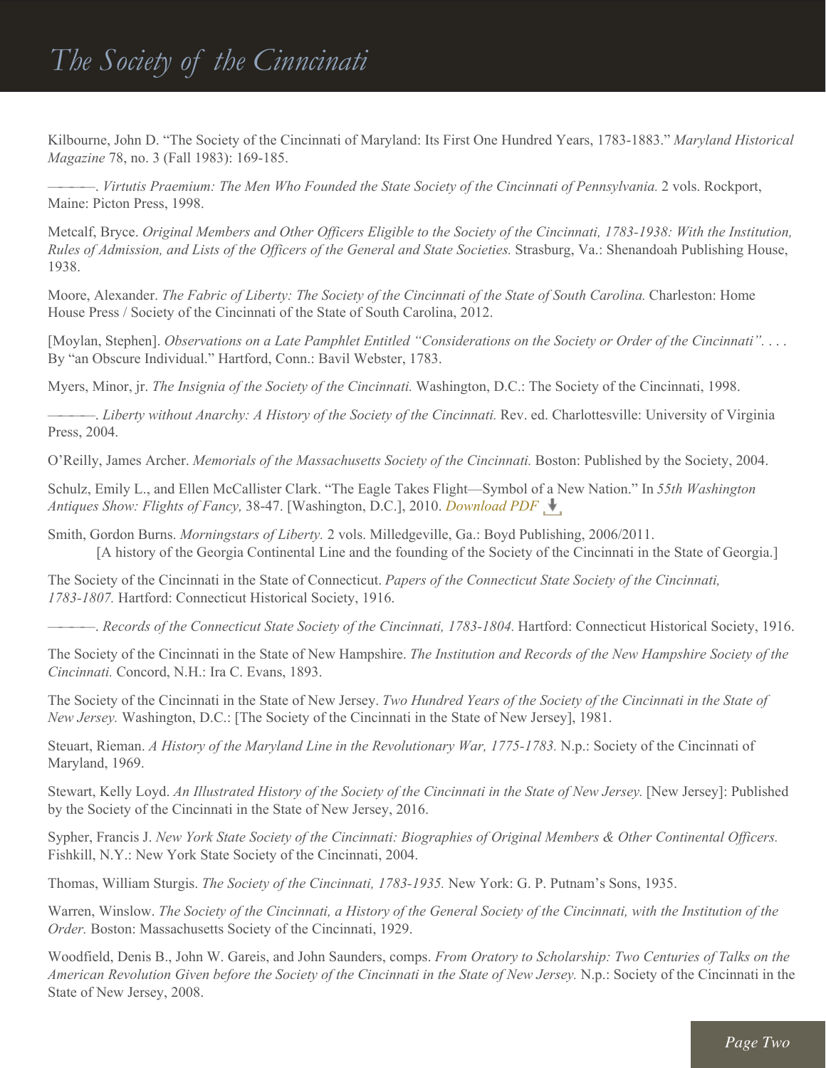Kilbourne, John D. “The Society of the Cincinnati of Maryland: Its First One Hundred Years, 1783-1883.” *Maryland Historical Magazine* 78, no. 3 (Fall 1983): 169-185.

———. *Virtutis Praemium: The Men Who Founded the State Society of the Cincinnati of Pennsylvania.* 2 vols. Rockport, Maine: Picton Press, 1998.

Metcalf, Bryce. *Original Members and Other Officers Eligible to the Society of the Cincinnati, 1783-1938: With the Institution, Rules of Admission, and Lists of the Officers of the General and State Societies.* Strasburg, Va.: Shenandoah Publishing House, 1938.

Moore, Alexander. *The Fabric of Liberty: The Society of the Cincinnati of the State of South Carolina.* Charleston: Home House Press / Society of the Cincinnati of the State of South Carolina, 2012.

[Moylan, Stephen]. *Observations on a Late Pamphlet Entitled “Considerations on the Society or Order of the Cincinnati”. . . .* By “an Obscure Individual.” Hartford, Conn.: Bavil Webster, 1783.

Myers, Minor, jr. *The Insignia of the Society of the Cincinnati.* Washington, D.C.: The Society of the Cincinnati, 1998.

———. *Liberty without Anarchy: A History of the Society of the Cincinnati.* Rev. ed. Charlottesville: University of Virginia Press, 2004.

O’Reilly, James Archer. *Memorials of the Massachusetts Society of the Cincinnati.* Boston: Published by the Society, 2004.

Schulz, Emily L., and Ellen McCallister Clark. “The Eagle Takes Flight—Symbol of a New Nation.” In *55th Washington Antiques Show: Flights of Fancy,* 38-47. [Washington, D.C.], 2010. *Download PDF*

Smith, Gordon Burns. *Morningstars of Liberty.* 2 vols. Milledgeville, Ga.: Boyd Publishing, 2006/2011.
[A history of the Georgia Continental Line and the founding of the Society of the Cincinnati in the State of Georgia.]

The Society of the Cincinnati in the State of Connecticut. *Papers of the Connecticut State Society of the Cincinnati, 1783-1807.* Hartford: Connecticut Historical Society, 1916.

———. *Records of the Connecticut State Society of the Cincinnati, 1783-1804.* Hartford: Connecticut Historical Society, 1916.

The Society of the Cincinnati in the State of New Hampshire. *The Institution and Records of the New Hampshire Society of the Cincinnati.* Concord, N.H.: Ira C. Evans, 1893.

The Society of the Cincinnati in the State of New Jersey. *Two Hundred Years of the Society of the Cincinnati in the State of New Jersey.* Washington, D.C.: [The Society of the Cincinnati in the State of New Jersey], 1981.

Steuart, Rieman. *A History of the Maryland Line in the Revolutionary War, 1775-1783.* N.p.: Society of the Cincinnati of Maryland, 1969.

Stewart, Kelly Loyd. *An Illustrated History of the Society of the Cincinnati in the State of New Jersey.* [New Jersey]: Published by the Society of the Cincinnati in the State of New Jersey, 2016.

Sypher, Francis J. *New York State Society of the Cincinnati: Biographies of Original Members & Other Continental Officers.* Fishkill, N.Y.: New York State Society of the Cincinnati, 2004.

Thomas, William Sturgis. *The Society of the Cincinnati, 1783-1935.* New York: G. P. Putnam’s Sons, 1935.

Warren, Winslow. *The Society of the Cincinnati, a History of the General Society of the Cincinnati, with the Institution of the Order.* Boston: Massachusetts Society of the Cincinnati, 1929.

Woodfield, Denis B., John W. Gareis, and John Saunders, comps. *From Oratory to Scholarship: Two Centuries of Talks on the American Revolution Given before the Society of the Cincinnati in the State of New Jersey.* N.p.: Society of the Cincinnati in the State of New Jersey, 2008.